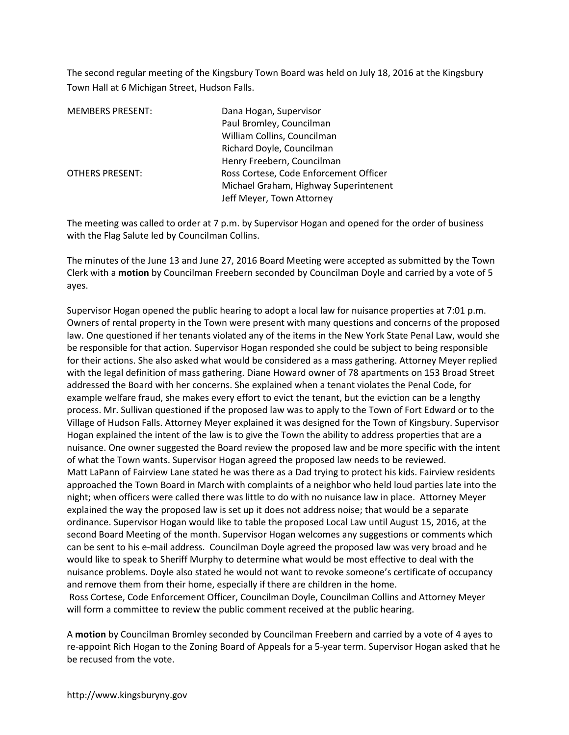The second regular meeting of the Kingsbury Town Board was held on July 18, 2016 at the Kingsbury Town Hall at 6 Michigan Street, Hudson Falls.

| | |
|---|---|
| MEMBERS PRESENT: | Dana Hogan, Supervisor |
| | Paul Bromley, Councilman |
| | William Collins, Councilman |
| | Richard Doyle, Councilman |
| | Henry Freebern, Councilman |
| OTHERS PRESENT: | Ross Cortese, Code Enforcement Officer |
| | Michael Graham, Highway Superintenent |
| | Jeff Meyer, Town Attorney |

The meeting was called to order at 7 p.m. by Supervisor Hogan and opened for the order of business with the Flag Salute led by Councilman Collins.

The minutes of the June 13 and June 27, 2016 Board Meeting were accepted as submitted by the Town Clerk with a **motion** by Councilman Freebern seconded by Councilman Doyle and carried by a vote of 5 ayes.

Supervisor Hogan opened the public hearing to adopt a local law for nuisance properties at 7:01 p.m. Owners of rental property in the Town were present with many questions and concerns of the proposed law. One questioned if her tenants violated any of the items in the New York State Penal Law, would she be responsible for that action. Supervisor Hogan responded she could be subject to being responsible for their actions. She also asked what would be considered as a mass gathering. Attorney Meyer replied with the legal definition of mass gathering. Diane Howard owner of 78 apartments on 153 Broad Street addressed the Board with her concerns. She explained when a tenant violates the Penal Code, for example welfare fraud, she makes every effort to evict the tenant, but the eviction can be a lengthy process. Mr. Sullivan questioned if the proposed law was to apply to the Town of Fort Edward or to the Village of Hudson Falls. Attorney Meyer explained it was designed for the Town of Kingsbury. Supervisor Hogan explained the intent of the law is to give the Town the ability to address properties that are a nuisance. One owner suggested the Board review the proposed law and be more specific with the intent of what the Town wants. Supervisor Hogan agreed the proposed law needs to be reviewed.
Matt LaPann of Fairview Lane stated he was there as a Dad trying to protect his kids. Fairview residents approached the Town Board in March with complaints of a neighbor who held loud parties late into the night; when officers were called there was little to do with no nuisance law in place. Attorney Meyer explained the way the proposed law is set up it does not address noise; that would be a separate ordinance. Supervisor Hogan would like to table the proposed Local Law until August 15, 2016, at the second Board Meeting of the month. Supervisor Hogan welcomes any suggestions or comments which can be sent to his e-mail address. Councilman Doyle agreed the proposed law was very broad and he would like to speak to Sheriff Murphy to determine what would be most effective to deal with the nuisance problems. Doyle also stated he would not want to revoke someone's certificate of occupancy and remove them from their home, especially if there are children in the home.
Ross Cortese, Code Enforcement Officer, Councilman Doyle, Councilman Collins and Attorney Meyer will form a committee to review the public comment received at the public hearing.

A **motion** by Councilman Bromley seconded by Councilman Freebern and carried by a vote of 4 ayes to re-appoint Rich Hogan to the Zoning Board of Appeals for a 5-year term. Supervisor Hogan asked that he be recused from the vote.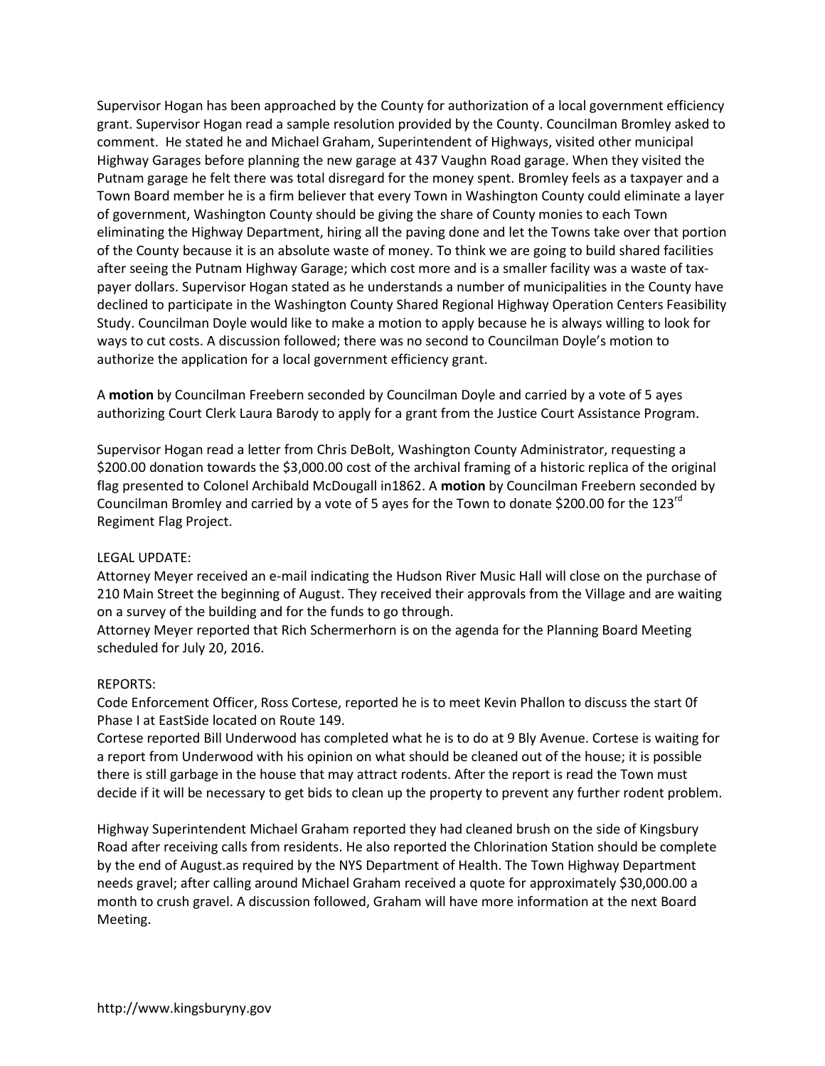Supervisor Hogan has been approached by the County for authorization of a local government efficiency grant. Supervisor Hogan read a sample resolution provided by the County. Councilman Bromley asked to comment. He stated he and Michael Graham, Superintendent of Highways, visited other municipal Highway Garages before planning the new garage at 437 Vaughn Road garage. When they visited the Putnam garage he felt there was total disregard for the money spent. Bromley feels as a taxpayer and a Town Board member he is a firm believer that every Town in Washington County could eliminate a layer of government, Washington County should be giving the share of County monies to each Town eliminating the Highway Department, hiring all the paving done and let the Towns take over that portion of the County because it is an absolute waste of money. To think we are going to build shared facilities after seeing the Putnam Highway Garage; which cost more and is a smaller facility was a waste of tax-payer dollars. Supervisor Hogan stated as he understands a number of municipalities in the County have declined to participate in the Washington County Shared Regional Highway Operation Centers Feasibility Study. Councilman Doyle would like to make a motion to apply because he is always willing to look for ways to cut costs. A discussion followed; there was no second to Councilman Doyle's motion to authorize the application for a local government efficiency grant.

A **motion** by Councilman Freebern seconded by Councilman Doyle and carried by a vote of 5 ayes authorizing Court Clerk Laura Barody to apply for a grant from the Justice Court Assistance Program.

Supervisor Hogan read a letter from Chris DeBolt, Washington County Administrator, requesting a $200.00 donation towards the $3,000.00 cost of the archival framing of a historic replica of the original flag presented to Colonel Archibald McDougall in1862. A **motion** by Councilman Freebern seconded by Councilman Bromley and carried by a vote of 5 ayes for the Town to donate $200.00 for the 123rd Regiment Flag Project.

LEGAL UPDATE:

Attorney Meyer received an e-mail indicating the Hudson River Music Hall will close on the purchase of 210 Main Street the beginning of August. They received their approvals from the Village and are waiting on a survey of the building and for the funds to go through.

Attorney Meyer reported that Rich Schermerhorn is on the agenda for the Planning Board Meeting scheduled for July 20, 2016.

REPORTS:

Code Enforcement Officer, Ross Cortese, reported he is to meet Kevin Phallon to discuss the start 0f Phase I at EastSide located on Route 149.

Cortese reported Bill Underwood has completed what he is to do at 9 Bly Avenue. Cortese is waiting for a report from Underwood with his opinion on what should be cleaned out of the house; it is possible there is still garbage in the house that may attract rodents. After the report is read the Town must decide if it will be necessary to get bids to clean up the property to prevent any further rodent problem.

Highway Superintendent Michael Graham reported they had cleaned brush on the side of Kingsbury Road after receiving calls from residents. He also reported the Chlorination Station should be complete by the end of August.as required by the NYS Department of Health. The Town Highway Department needs gravel; after calling around Michael Graham received a quote for approximately $30,000.00 a month to crush gravel. A discussion followed, Graham will have more information at the next Board Meeting.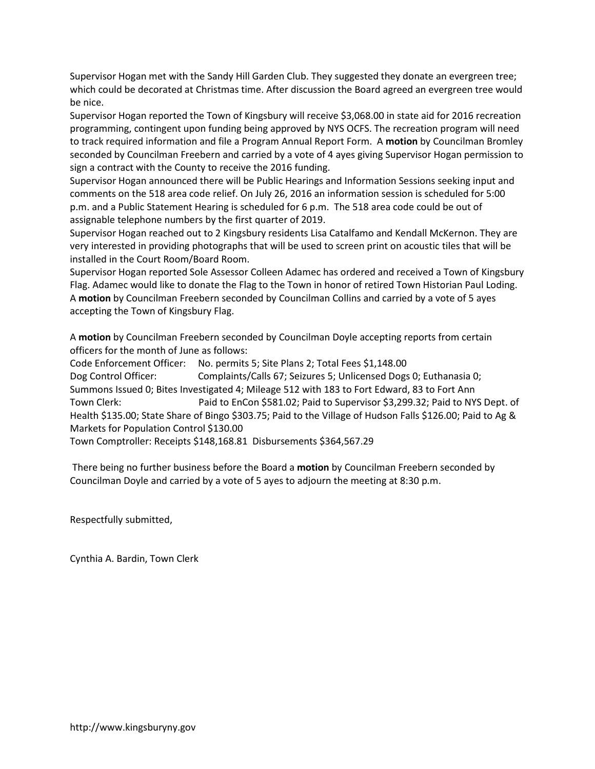Supervisor Hogan met with the Sandy Hill Garden Club. They suggested they donate an evergreen tree; which could be decorated at Christmas time. After discussion the Board agreed an evergreen tree would be nice.

Supervisor Hogan reported the Town of Kingsbury will receive $3,068.00 in state aid for 2016 recreation programming, contingent upon funding being approved by NYS OCFS. The recreation program will need to track required information and file a Program Annual Report Form. A **motion** by Councilman Bromley seconded by Councilman Freebern and carried by a vote of 4 ayes giving Supervisor Hogan permission to sign a contract with the County to receive the 2016 funding.

Supervisor Hogan announced there will be Public Hearings and Information Sessions seeking input and comments on the 518 area code relief. On July 26, 2016 an information session is scheduled for 5:00 p.m. and a Public Statement Hearing is scheduled for 6 p.m. The 518 area code could be out of assignable telephone numbers by the first quarter of 2019.

Supervisor Hogan reached out to 2 Kingsbury residents Lisa Catalfamo and Kendall McKernon. They are very interested in providing photographs that will be used to screen print on acoustic tiles that will be installed in the Court Room/Board Room.

Supervisor Hogan reported Sole Assessor Colleen Adamec has ordered and received a Town of Kingsbury Flag. Adamec would like to donate the Flag to the Town in honor of retired Town Historian Paul Loding. A **motion** by Councilman Freebern seconded by Councilman Collins and carried by a vote of 5 ayes accepting the Town of Kingsbury Flag.

A **motion** by Councilman Freebern seconded by Councilman Doyle accepting reports from certain officers for the month of June as follows:

Code Enforcement Officer: No. permits 5; Site Plans 2; Total Fees $1,148.00

Dog Control Officer: Complaints/Calls 67; Seizures 5; Unlicensed Dogs 0; Euthanasia 0; Summons Issued 0; Bites Investigated 4; Mileage 512 with 183 to Fort Edward, 83 to Fort Ann

Town Clerk: Paid to EnCon $581.02; Paid to Supervisor $3,299.32; Paid to NYS Dept. of Health $135.00; State Share of Bingo $303.75; Paid to the Village of Hudson Falls $126.00; Paid to Ag & Markets for Population Control $130.00

Town Comptroller: Receipts $148,168.81 Disbursements $364,567.29

There being no further business before the Board a **motion** by Councilman Freebern seconded by Councilman Doyle and carried by a vote of 5 ayes to adjourn the meeting at 8:30 p.m.

Respectfully submitted,

Cynthia A. Bardin, Town Clerk

http://www.kingsburyny.gov